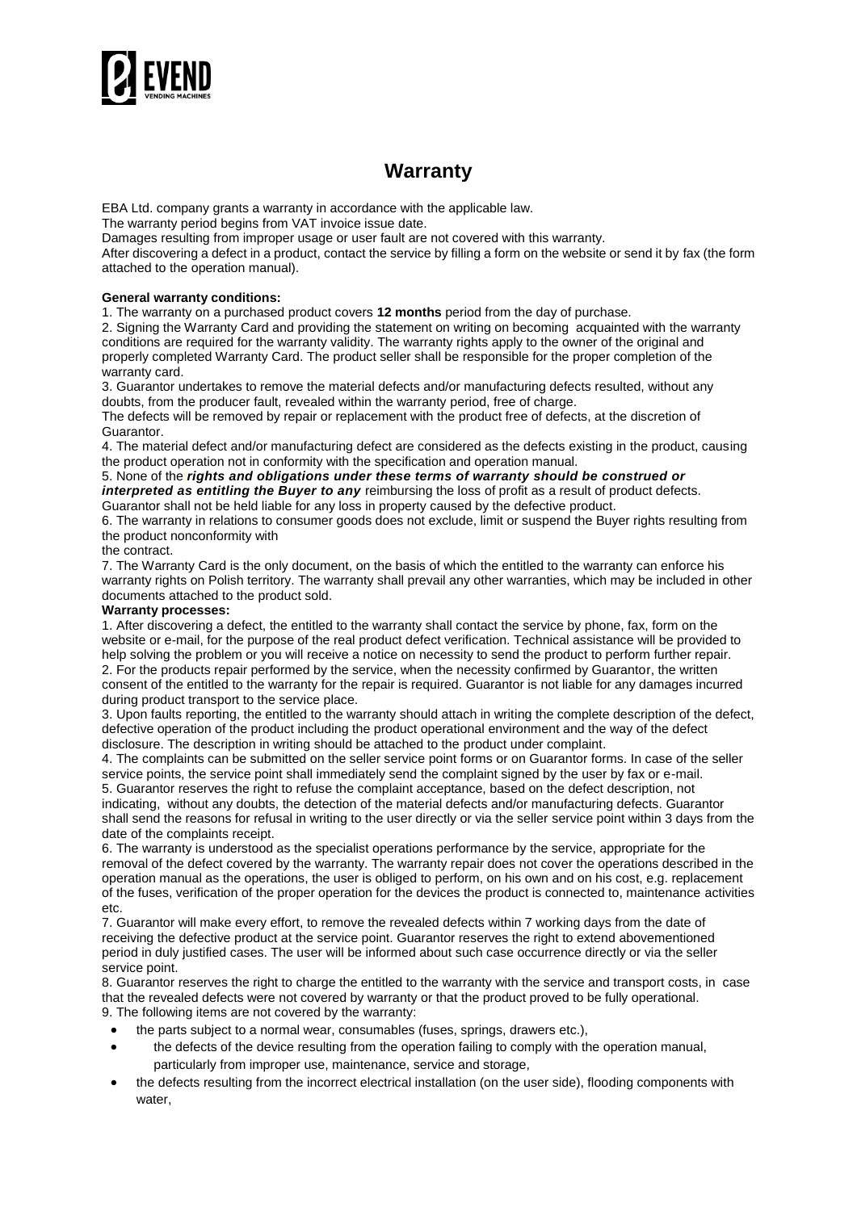# Warranty

EBA Ltd. company grants a warranty in accordance with the applicable law.
The warranty period begins from VAT invoice issue date.
Damages resulting from improper usage or user fault are not covered with this warranty.
After discovering a defect in a product, contact the service by filling a form on the website or send it by fax (the form attached to the operation manual).

**General warranty conditions:**

1. The warranty on a purchased product covers **12 months** period from the day of purchase.
2. Signing the Warranty Card and providing the statement on writing on becoming acquainted with the warranty conditions are required for the warranty validity. The warranty rights apply to the owner of the original and properly completed Warranty Card. The product seller shall be responsible for the proper completion of the warranty card.
3. Guarantor undertakes to remove the material defects and/or manufacturing defects resulted, without any doubts, from the producer fault, revealed within the warranty period, free of charge.
The defects will be removed by repair or replacement with the product free of defects, at the discretion of Guarantor.
4. The material defect and/or manufacturing defect are considered as the defects existing in the product, causing the product operation not in conformity with the specification and operation manual.
5. None of the ***rights and obligations under these terms of warranty should be construed or interpreted as entitling the Buyer to any*** reimbursing the loss of profit as a result of product defects. Guarantor shall not be held liable for any loss in property caused by the defective product.
6. The warranty in relations to consumer goods does not exclude, limit or suspend the Buyer rights resulting from the product nonconformity with
the contract.
7. The Warranty Card is the only document, on the basis of which the entitled to the warranty can enforce his warranty rights on Polish territory. The warranty shall prevail any other warranties, which may be included in other documents attached to the product sold.

**Warranty processes:**

1. After discovering a defect, the entitled to the warranty shall contact the service by phone, fax, form on the website or e-mail, for the purpose of the real product defect verification. Technical assistance will be provided to help solving the problem or you will receive a notice on necessity to send the product to perform further repair.
2. For the products repair performed by the service, when the necessity confirmed by Guarantor, the written consent of the entitled to the warranty for the repair is required. Guarantor is not liable for any damages incurred during product transport to the service place.
3. Upon faults reporting, the entitled to the warranty should attach in writing the complete description of the defect, defective operation of the product including the product operational environment and the way of the defect disclosure. The description in writing should be attached to the product under complaint.
4. The complaints can be submitted on the seller service point forms or on Guarantor forms. In case of the seller service points, the service point shall immediately send the complaint signed by the user by fax or e-mail.
5. Guarantor reserves the right to refuse the complaint acceptance, based on the defect description, not indicating, without any doubts, the detection of the material defects and/or manufacturing defects. Guarantor shall send the reasons for refusal in writing to the user directly or via the seller service point within 3 days from the date of the complaints receipt.
6. The warranty is understood as the specialist operations performance by the service, appropriate for the removal of the defect covered by the warranty. The warranty repair does not cover the operations described in the operation manual as the operations, the user is obliged to perform, on his own and on his cost, e.g. replacement of the fuses, verification of the proper operation for the devices the product is connected to, maintenance activities etc.
7. Guarantor will make every effort, to remove the revealed defects within 7 working days from the date of receiving the defective product at the service point. Guarantor reserves the right to extend abovementioned period in duly justified cases. The user will be informed about such case occurrence directly or via the seller service point.
8. Guarantor reserves the right to charge the entitled to the warranty with the service and transport costs, in case that the revealed defects were not covered by warranty or that the product proved to be fully operational.
9. The following items are not covered by the warranty:
   - the parts subject to a normal wear, consumables (fuses, springs, drawers etc.),
   - the defects of the device resulting from the operation failing to comply with the operation manual, particularly from improper use, maintenance, service and storage,
   - the defects resulting from the incorrect electrical installation (on the user side), flooding components with water,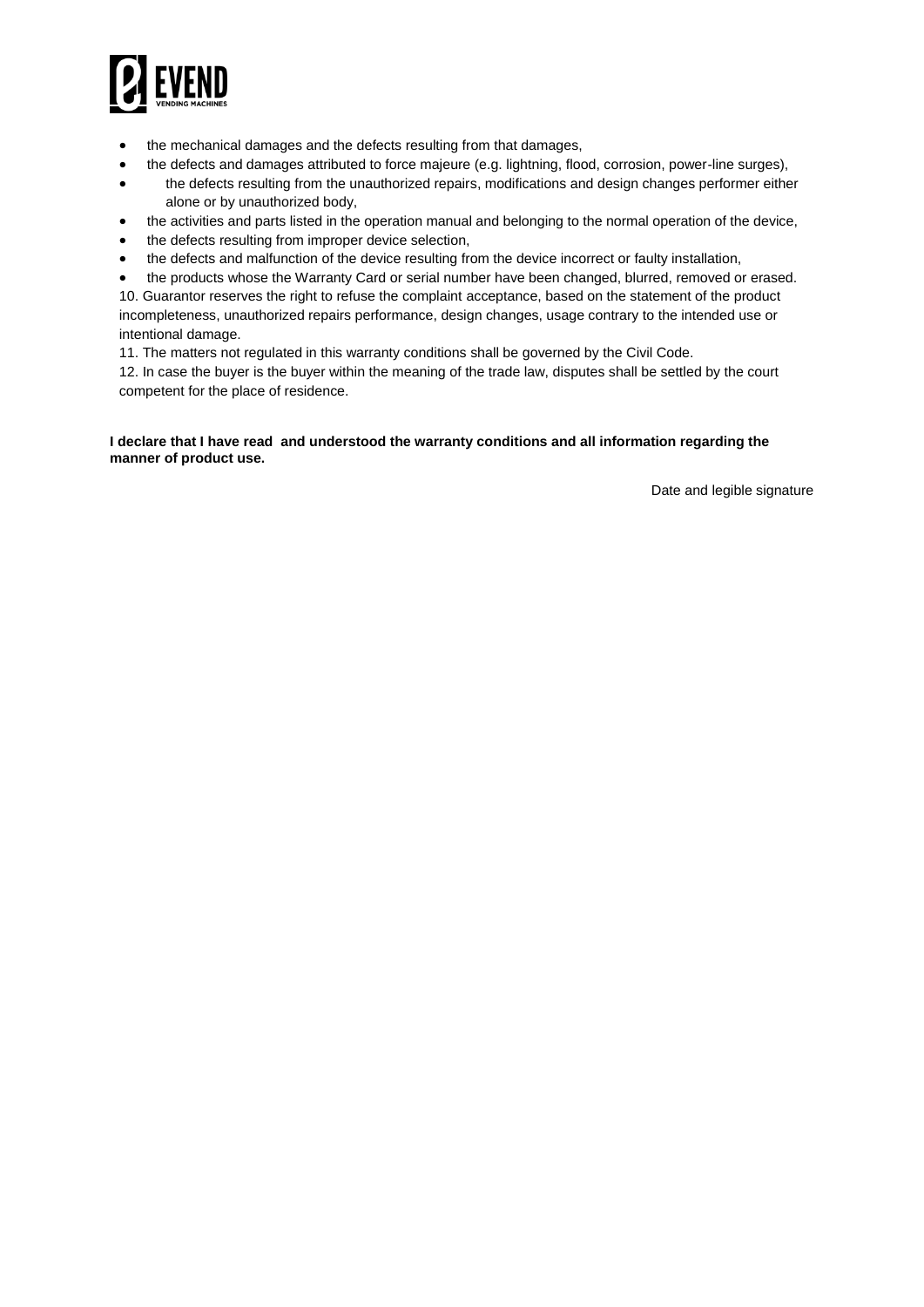- the mechanical damages and the defects resulting from that damages,
- the defects and damages attributed to force majeure (e.g. lightning, flood, corrosion, power-line surges),
- the defects resulting from the unauthorized repairs, modifications and design changes performer either alone or by unauthorized body,
- the activities and parts listed in the operation manual and belonging to the normal operation of the device,
- the defects resulting from improper device selection,
- the defects and malfunction of the device resulting from the device incorrect or faulty installation,
- the products whose the Warranty Card or serial number have been changed, blurred, removed or erased.

10. Guarantor reserves the right to refuse the complaint acceptance, based on the statement of the product incompleteness, unauthorized repairs performance, design changes, usage contrary to the intended use or intentional damage.

11. The matters not regulated in this warranty conditions shall be governed by the Civil Code.

12. In case the buyer is the buyer within the meaning of the trade law, disputes shall be settled by the court competent for the place of residence.

**I declare that I have read and understood the warranty conditions and all information regarding the manner of product use.**

Date and legible signature